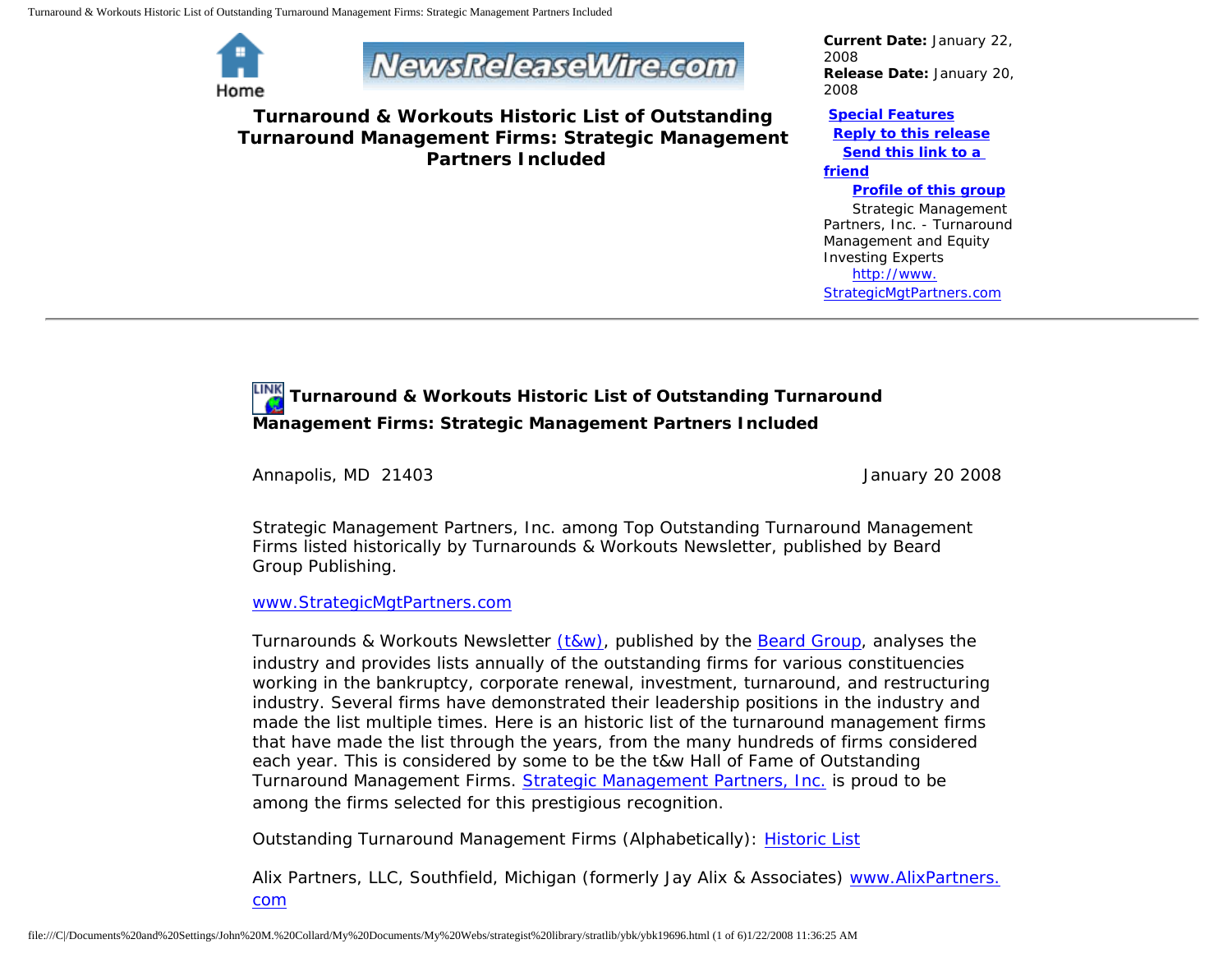Home

NewsReleaseWire.com

# Turnaround & Workouts Historic List of Outstanding Turnaround Management Firms: Strategic Management Partners Included

**Current Date:** January 22, 2008
**Release Date:** January 20, 2008

**Special Features**
**Reply to this release**
**Send this link to a friend**
**Profile of this group**

Strategic Management Partners, Inc. - Turnaround Management and Equity Investing Experts
http://www.StrategicMgtPartners.com

---

## Turnaround & Workouts Historic List of Outstanding Turnaround Management Firms: Strategic Management Partners Included

Annapolis, MD 21403 January 20 2008

Strategic Management Partners, Inc. among Top Outstanding Turnaround Management Firms listed historically by Turnarounds & Workouts Newsletter, published by Beard Group Publishing.

www.StrategicMgtPartners.com

Turnarounds & Workouts Newsletter (t&w), published by the Beard Group, analyses the industry and provides lists annually of the outstanding firms for various constituencies working in the bankruptcy, corporate renewal, investment, turnaround, and restructuring industry. Several firms have demonstrated their leadership positions in the industry and made the list multiple times. Here is an historic list of the turnaround management firms that have made the list through the years, from the many hundreds of firms considered each year. This is considered by some to be the t&w Hall of Fame of Outstanding Turnaround Management Firms. Strategic Management Partners, Inc. is proud to be among the firms selected for this prestigious recognition.

Outstanding Turnaround Management Firms (Alphabetically): Historic List

Alix Partners, LLC, Southfield, Michigan (formerly Jay Alix & Associates) www.AlixPartners.com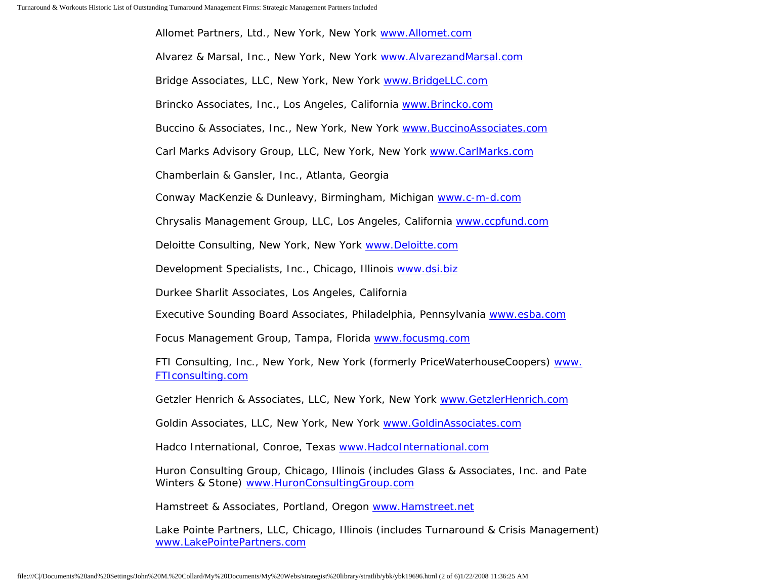Allomet Partners, Ltd., New York, New York [www.Allomet.com](http://www.Allomet.com)

Alvarez & Marsal, Inc., New York, New York [www.AlvarezandMarsal.com](http://www.AlvarezandMarsal.com)

Bridge Associates, LLC, New York, New York [www.BridgeLLC.com](http://www.BridgeLLC.com)

Brincko Associates, Inc., Los Angeles, California [www.Brincko.com](http://www.Brincko.com)

Buccino & Associates, Inc., New York, New York [www.BuccinoAssociates.com](http://www.BuccinoAssociates.com)

Carl Marks Advisory Group, LLC, New York, New York [www.CarlMarks.com](http://www.CarlMarks.com)

Chamberlain & Gansler, Inc., Atlanta, Georgia

Conway MacKenzie & Dunleavy, Birmingham, Michigan [www.c-m-d.com](http://www.c-m-d.com)

Chrysalis Management Group, LLC, Los Angeles, California [www.ccpfund.com](http://www.ccpfund.com)

Deloitte Consulting, New York, New York [www.Deloitte.com](http://www.Deloitte.com)

Development Specialists, Inc., Chicago, Illinois [www.dsi.biz](http://www.dsi.biz)

Durkee Sharlit Associates, Los Angeles, California

Executive Sounding Board Associates, Philadelphia, Pennsylvania [www.esba.com](http://www.esba.com)

Focus Management Group, Tampa, Florida [www.focusmg.com](http://www.focusmg.com)

FTI Consulting, Inc., New York, New York (formerly PriceWaterhouseCoopers) [www.FTIconsulting.com](http://www.FTIconsulting.com)

Getzler Henrich & Associates, LLC, New York, New York [www.GetzlerHenrich.com](http://www.GetzlerHenrich.com)

Goldin Associates, LLC, New York, New York [www.GoldinAssociates.com](http://www.GoldinAssociates.com)

Hadco International, Conroe, Texas [www.HadcoInternational.com](http://www.HadcoInternational.com)

Huron Consulting Group, Chicago, Illinois (includes Glass & Associates, Inc. and Pate Winters & Stone) [www.HuronConsultingGroup.com](http://www.HuronConsultingGroup.com)

Hamstreet & Associates, Portland, Oregon [www.Hamstreet.net](http://www.Hamstreet.net)

Lake Pointe Partners, LLC, Chicago, Illinois (includes Turnaround & Crisis Management) [www.LakePointePartners.com](http://www.LakePointePartners.com)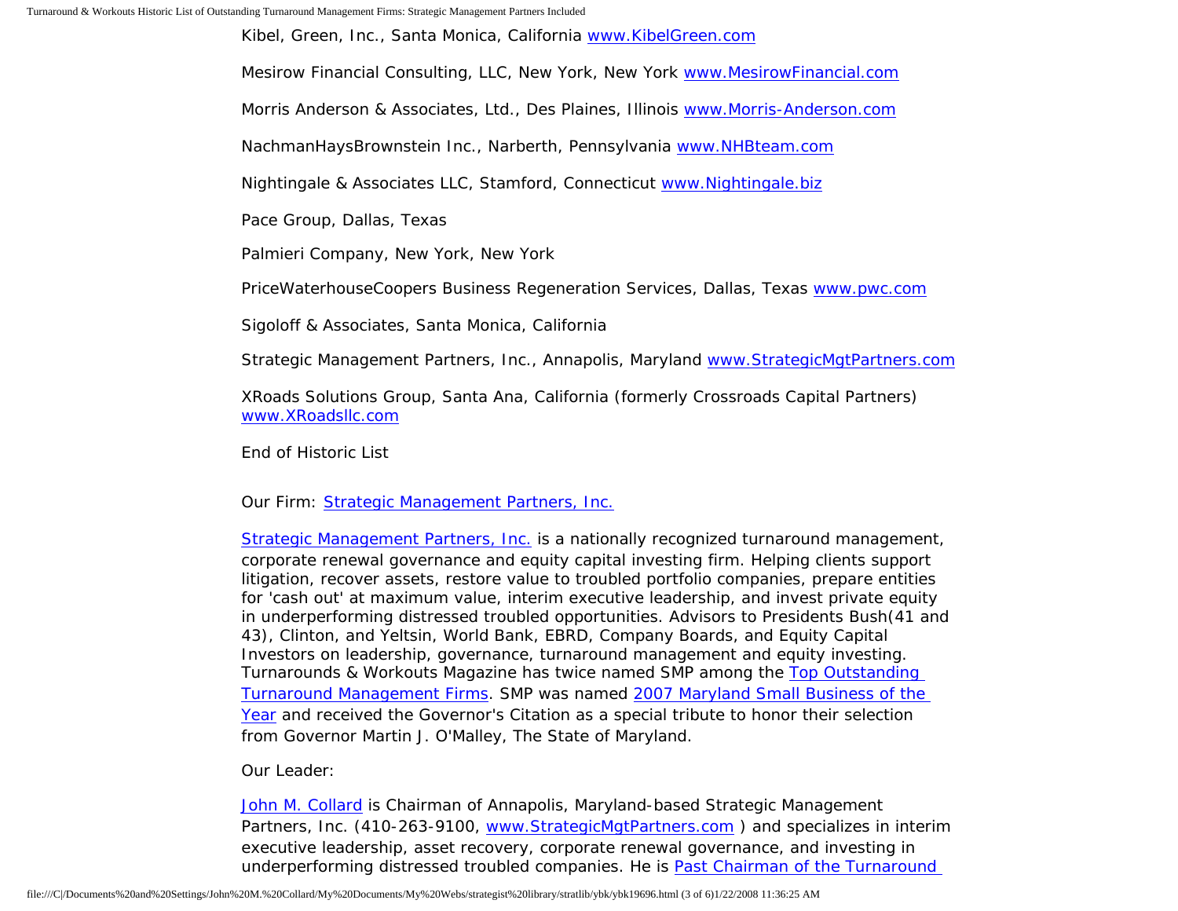Kibel, Green, Inc., Santa Monica, California [www.KibelGreen.com](www.KibelGreen.com)

Mesirow Financial Consulting, LLC, New York, New York [www.MesirowFinancial.com](www.MesirowFinancial.com)

Morris Anderson & Associates, Ltd., Des Plaines, Illinois [www.Morris-Anderson.com](www.Morris-Anderson.com)

NachmanHaysBrownstein Inc., Narberth, Pennsylvania [www.NHBteam.com](www.NHBteam.com)

Nightingale & Associates LLC, Stamford, Connecticut [www.Nightingale.biz](www.Nightingale.biz)

Pace Group, Dallas, Texas

Palmieri Company, New York, New York

PriceWaterhouseCoopers Business Regeneration Services, Dallas, Texas [www.pwc.com](www.pwc.com)

Sigoloff & Associates, Santa Monica, California

Strategic Management Partners, Inc., Annapolis, Maryland [www.StrategicMgtPartners.com](www.StrategicMgtPartners.com)

XRoads Solutions Group, Santa Ana, California (formerly Crossroads Capital Partners) [www.XRoadsllc.com](www.XRoadsllc.com)

End of Historic List

Our Firm: Strategic Management Partners, Inc.

Strategic Management Partners, Inc. is a nationally recognized turnaround management, corporate renewal governance and equity capital investing firm. Helping clients support litigation, recover assets, restore value to troubled portfolio companies, prepare entities for 'cash out' at maximum value, interim executive leadership, and invest private equity in underperforming distressed troubled opportunities. Advisors to Presidents Bush(41 and 43), Clinton, and Yeltsin, World Bank, EBRD, Company Boards, and Equity Capital Investors on leadership, governance, turnaround management and equity investing. Turnarounds & Workouts Magazine has twice named SMP among the Top Outstanding Turnaround Management Firms. SMP was named 2007 Maryland Small Business of the Year and received the Governor's Citation as a special tribute to honor their selection from Governor Martin J. O'Malley, The State of Maryland.

Our Leader:

John M. Collard is Chairman of Annapolis, Maryland-based Strategic Management Partners, Inc. (410-263-9100, [www.StrategicMgtPartners.com](www.StrategicMgtPartners.com) ) and specializes in interim executive leadership, asset recovery, corporate renewal governance, and investing in underperforming distressed troubled companies. He is Past Chairman of the Turnaround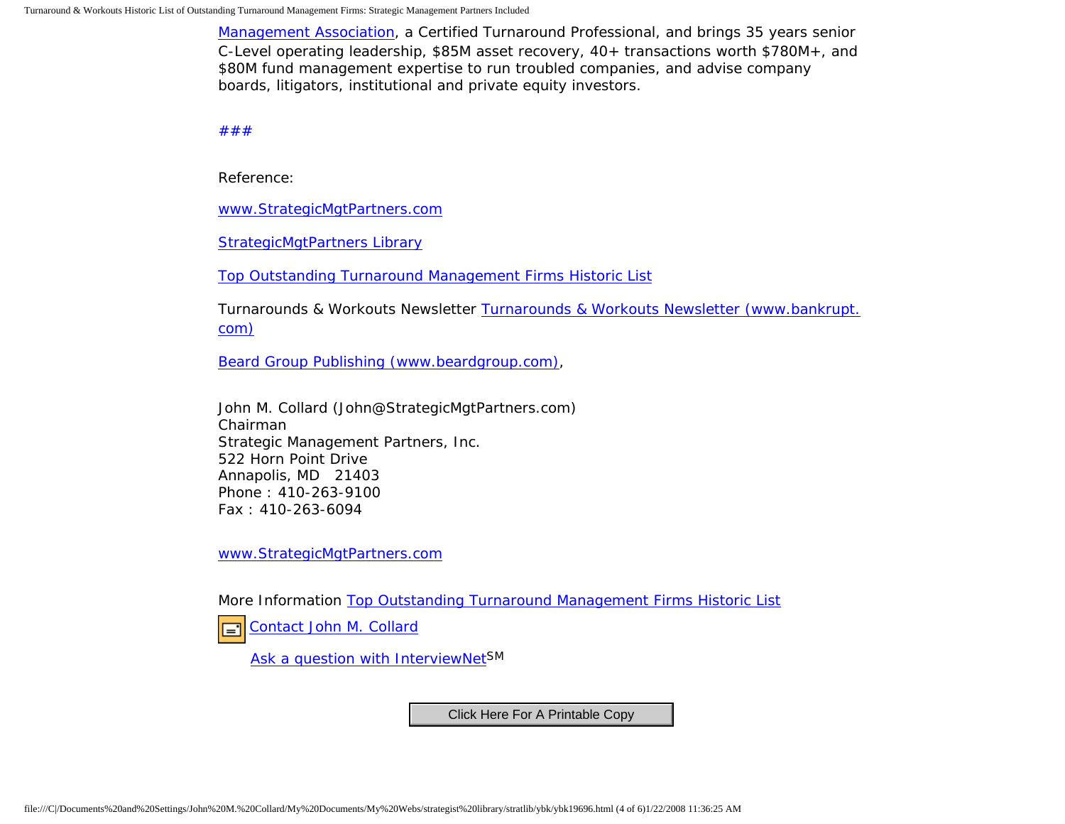Management Association, a Certified Turnaround Professional, and brings 35 years senior C-Level operating leadership, $85M asset recovery, 40+ transactions worth $780M+, and $80M fund management expertise to run troubled companies, and advise company boards, litigators, institutional and private equity investors.

###

Reference:

www.StrategicMgtPartners.com

StrategicMgtPartners Library

Top Outstanding Turnaround Management Firms Historic List

Turnarounds & Workouts Newsletter Turnarounds & Workouts Newsletter (www.bankrupt.com)

Beard Group Publishing (www.beardgroup.com),

John M. Collard (John@StrategicMgtPartners.com)
Chairman
Strategic Management Partners, Inc.
522 Horn Point Drive
Annapolis, MD 21403
Phone : 410-263-9100
Fax : 410-263-6094

www.StrategicMgtPartners.com

More Information Top Outstanding Turnaround Management Firms Historic List

Contact John M. Collard

Ask a question with InterviewNet℠

Click Here For A Printable Copy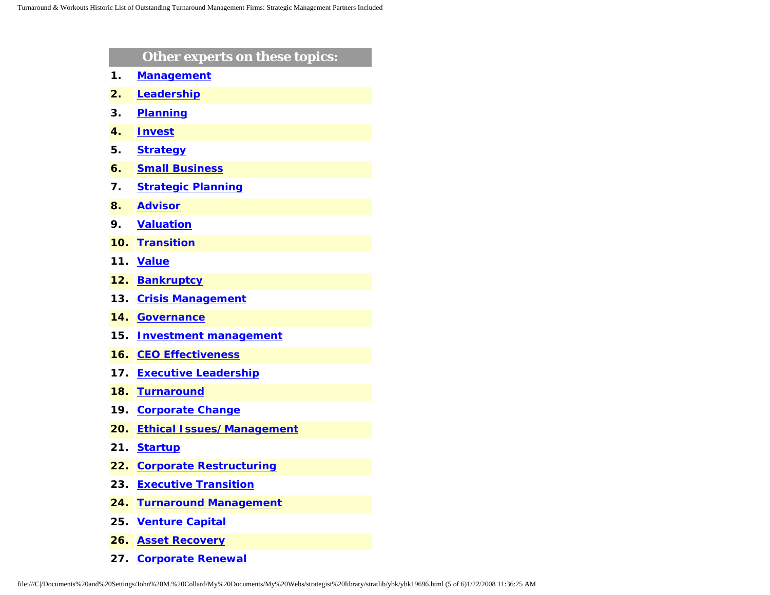## Other experts on these topics:

1. **Management**
2. **Leadership**
3. **Planning**
4. **Invest**
5. **Strategy**
6. **Small Business**
7. **Strategic Planning**
8. **Advisor**
9. **Valuation**
10. **Transition**
11. **Value**
12. **Bankruptcy**
13. **Crisis Management**
14. **Governance**
15. **Investment management**
16. **CEO Effectiveness**
17. **Executive Leadership**
18. **Turnaround**
19. **Corporate Change**
20. **Ethical Issues/Management**
21. **Startup**
22. **Corporate Restructuring**
23. **Executive Transition**
24. **Turnaround Management**
25. **Venture Capital**
26. **Asset Recovery**
27. **Corporate Renewal**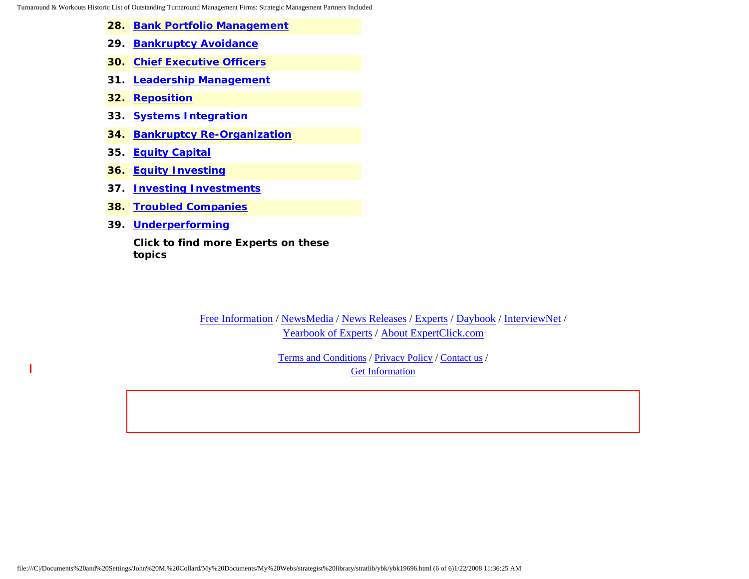28. **Bank Portfolio Management**
29. **Bankruptcy Avoidance**
30. **Chief Executive Officers**
31. **Leadership Management**
32. **Reposition**
33. **Systems Integration**
34. **Bankruptcy Re-Organization**
35. **Equity Capital**
36. **Equity Investing**
37. **Investing Investments**
38. **Troubled Companies**
39. **Underperforming**

**Click to find more Experts on these topics**

Free Information / NewsMedia / News Releases / Experts / Daybook / InterviewNet / Yearbook of Experts / About ExpertClick.com

Terms and Conditions / Privacy Policy / Contact us / Get Information